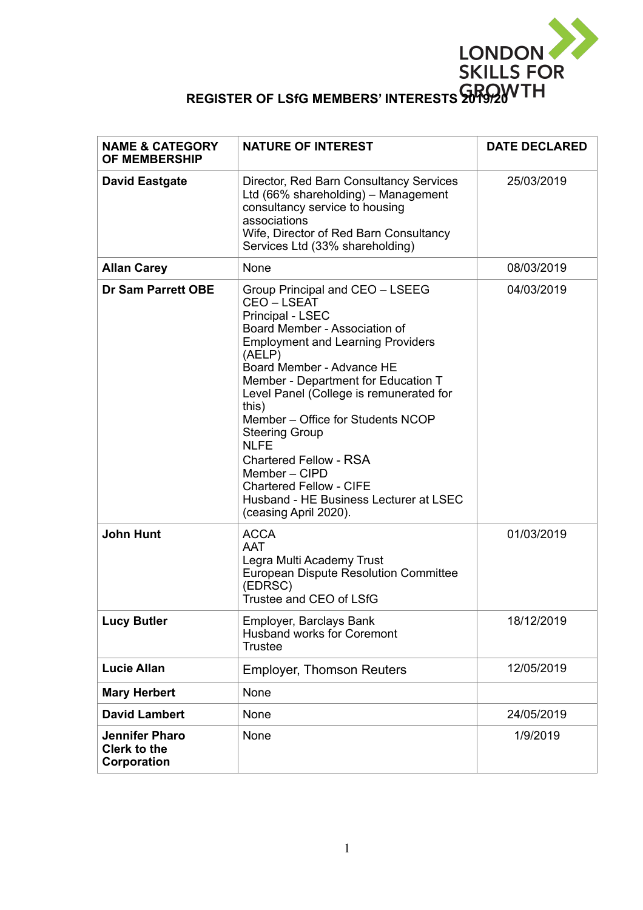# REGISTER OF LSfG MEMBERS' INTERESTS 2019/20

| NAME & CATEGORY OF MEMBERSHIP | NATURE OF INTEREST | DATE DECLARED |
|---|---|---|
| **David Eastgate** | Director, Red Barn Consultancy Services Ltd (66% shareholding) – Management consultancy service to housing associations<br>Wife, Director of Red Barn Consultancy Services Ltd (33% shareholding) | 25/03/2019 |
| **Allan Carey** | None | 08/03/2019 |
| **Dr Sam Parrett OBE** | Group Principal and CEO – LSEEG<br>CEO – LSEAT<br>Principal - LSEC<br>Board Member - Association of Employment and Learning Providers (AELP)<br>Board Member - Advance HE<br>Member - Department for Education T Level Panel (College is remunerated for this)<br>Member – Office for Students NCOP Steering Group<br>NLFE<br>Chartered Fellow - RSA<br>Member – CIPD<br>Chartered Fellow - CIFE<br>Husband - HE Business Lecturer at LSEC (ceasing April 2020). | 04/03/2019 |
| **John Hunt** | ACCA<br>AAT<br>Legra Multi Academy Trust<br>European Dispute Resolution Committee (EDRSC)<br>Trustee and CEO of LSfG | 01/03/2019 |
| **Lucy Butler** | Employer, Barclays Bank<br>Husband works for Coremont<br>Trustee | 18/12/2019 |
| **Lucie Allan** | Employer, Thomson Reuters | 12/05/2019 |
| **Mary Herbert** | None | |
| **David Lambert** | None | 24/05/2019 |
| **Jennifer Pharo Clerk to the Corporation** | None | 1/9/2019 |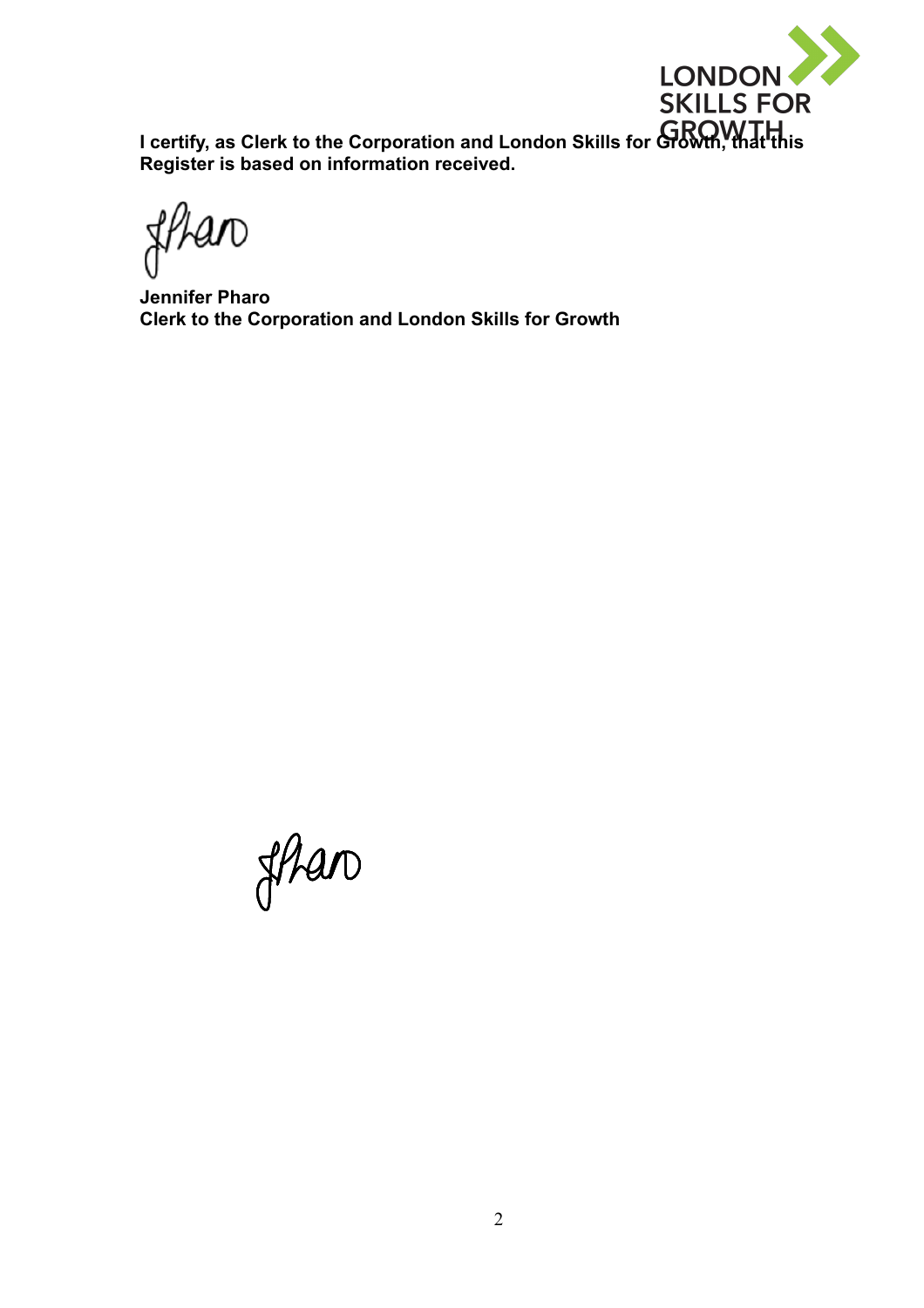**I certify, as Clerk to the Corporation and London Skills for Growth, that this Register is based on information received.**

**Jennifer Pharo**
**Clerk to the Corporation and London Skills for Growth**